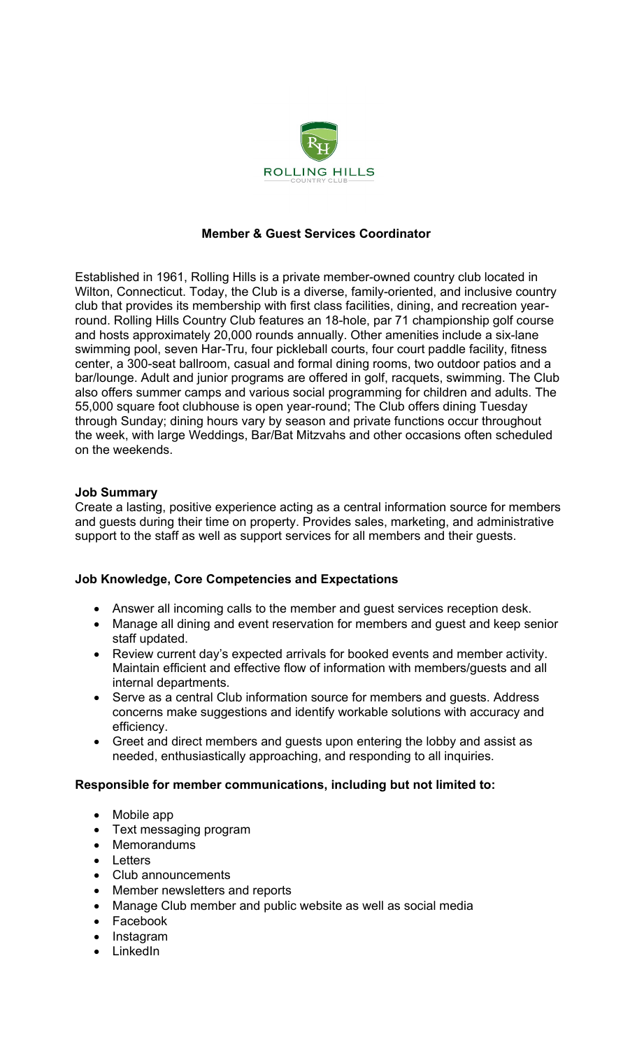ROLLING HILLS

COUNTRY CLUB

# Member & Guest Services Coordinator

Established in 1961, Rolling Hills is a private member-owned country club located in Wilton, Connecticut. Today, the Club is a diverse, family-oriented, and inclusive country club that provides its membership with first class facilities, dining, and recreation year-round. Rolling Hills Country Club features an 18-hole, par 71 championship golf course and hosts approximately 20,000 rounds annually. Other amenities include a six-lane swimming pool, seven Har-Tru, four pickleball courts, four court paddle facility, fitness center, a 300-seat ballroom, casual and formal dining rooms, two outdoor patios and a bar/lounge. Adult and junior programs are offered in golf, racquets, swimming. The Club also offers summer camps and various social programming for children and adults. The 55,000 square foot clubhouse is open year-round; The Club offers dining Tuesday through Sunday; dining hours vary by season and private functions occur throughout the week, with large Weddings, Bar/Bat Mitzvahs and other occasions often scheduled on the weekends.

**Job Summary**

Create a lasting, positive experience acting as a central information source for members and guests during their time on property. Provides sales, marketing, and administrative support to the staff as well as support services for all members and their guests.

**Job Knowledge, Core Competencies and Expectations**

- Answer all incoming calls to the member and guest services reception desk.
- Manage all dining and event reservation for members and guest and keep senior staff updated.
- Review current day's expected arrivals for booked events and member activity. Maintain efficient and effective flow of information with members/guests and all internal departments.
- Serve as a central Club information source for members and guests. Address concerns make suggestions and identify workable solutions with accuracy and efficiency.
- Greet and direct members and guests upon entering the lobby and assist as needed, enthusiastically approaching, and responding to all inquiries.

**Responsible for member communications, including but not limited to:**

- Mobile app
- Text messaging program
- Memorandums
- Letters
- Club announcements
- Member newsletters and reports
- Manage Club member and public website as well as social media
- Facebook
- Instagram
- LinkedIn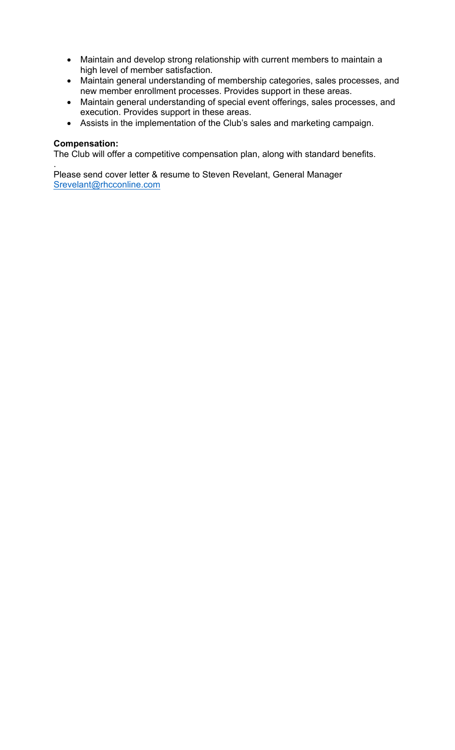- Maintain and develop strong relationship with current members to maintain a high level of member satisfaction.
- Maintain general understanding of membership categories, sales processes, and new member enrollment processes. Provides support in these areas.
- Maintain general understanding of special event offerings, sales processes, and execution. Provides support in these areas.
- Assists in the implementation of the Club's sales and marketing campaign.

**Compensation:**
The Club will offer a competitive compensation plan, along with standard benefits.

.
Please send cover letter & resume to Steven Revelant, General Manager
Srevelant@rhcconline.com